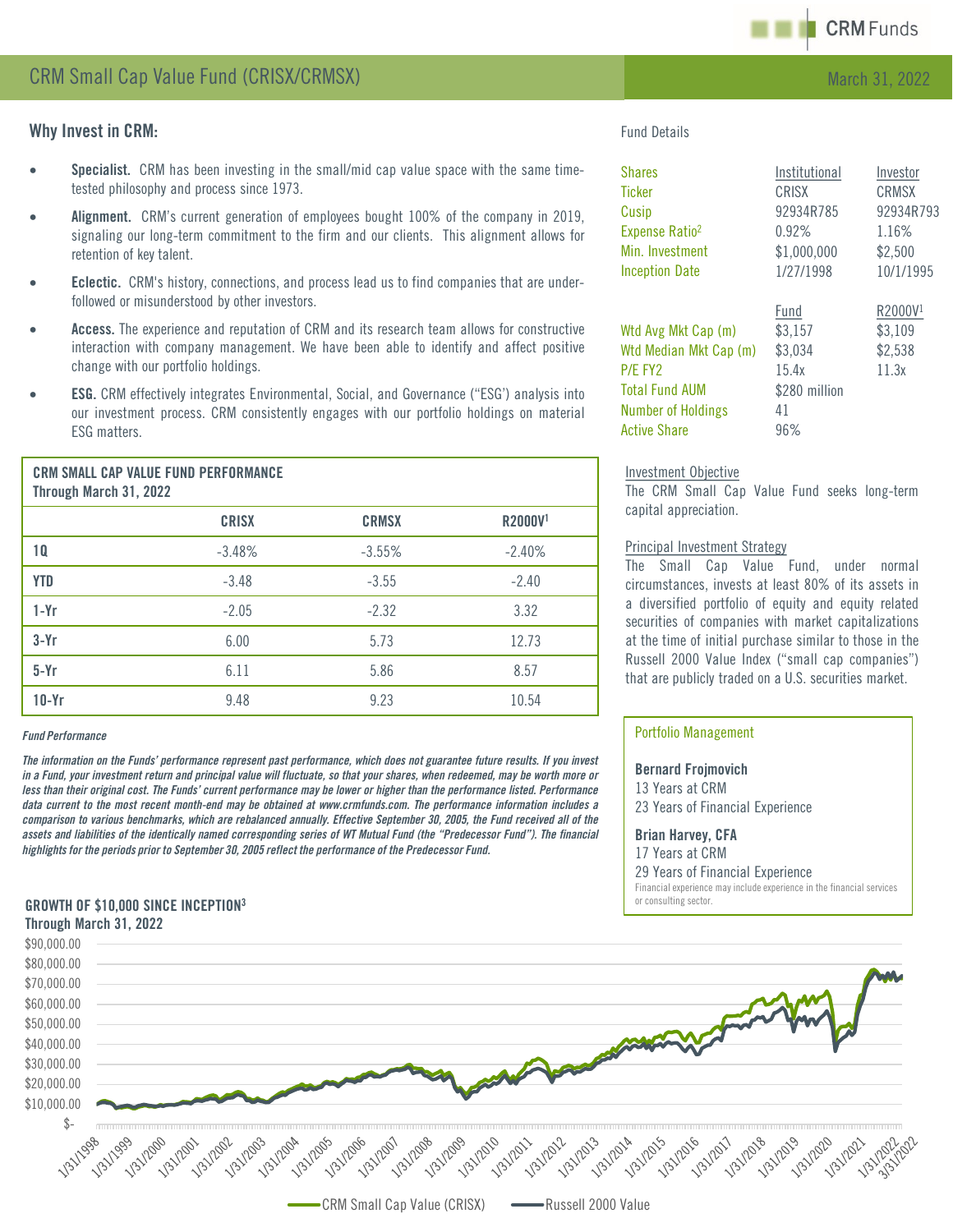CRM Funds

# CRM Small Cap Value Fund (CRISX/CRMSX)

March 31, 2022

## Why Invest in CRM:

- **Specialist.** CRM has been investing in the small/mid cap value space with the same time-tested philosophy and process since 1973.
- **Alignment.** CRM's current generation of employees bought 100% of the company in 2019, signaling our long-term commitment to the firm and our clients. This alignment allows for retention of key talent.
- **Eclectic.** CRM's history, connections, and process lead us to find companies that are under-followed or misunderstood by other investors.
- **Access.** The experience and reputation of CRM and its research team allows for constructive interaction with company management. We have been able to identify and affect positive change with our portfolio holdings.
- **ESG.** CRM effectively integrates Environmental, Social, and Governance ("ESG') analysis into our investment process. CRM consistently engages with our portfolio holdings on material ESG matters.

### CRM SMALL CAP VALUE FUND PERFORMANCE
Through March 31, 2022

| | CRISX | CRMSX | R2000V[1] |
|---|---|---|---|
| 1Q | -3.48% | -3.55% | -2.40% |
| YTD | -3.48 | -3.55 | -2.40 |
| 1-Yr | -2.05 | -2.32 | 3.32 |
| 3-Yr | 6.00 | 5.73 | 12.73 |
| 5-Yr | 6.11 | 5.86 | 8.57 |
| 10-Yr | 9.48 | 9.23 | 10.54 |

*Fund Performance*

*The information on the Funds' performance represent past performance, which does not guarantee future results. If you invest in a Fund, your investment return and principal value will fluctuate, so that your shares, when redeemed, may be worth more or less than their original cost. The Funds' current performance may be lower or higher than the performance listed. Performance data current to the most recent month-end may be obtained at www.crmfunds.com. The performance information includes a comparison to various benchmarks, which are rebalanced annually. Effective September 30, 2005, the Fund received all of the assets and liabilities of the identically named corresponding series of WT Mutual Fund (the "Predecessor Fund"). The financial highlights for the periods prior to September 30, 2005 reflect the performance of the Predecessor Fund.*

### Fund Details

| Shares | Institutional | Investor |
|---|---|---|
| Ticker | CRISX | CRMSX |
| Cusip | 92934R785 | 92934R793 |
| Expense Ratio[2] | 0.92% | 1.16% |
| Min. Investment | $1,000,000 | $2,500 |
| Inception Date | 1/27/1998 | 10/1/1995 |

| | Fund | R2000V[1] |
|---|---|---|
| Wtd Avg Mkt Cap (m) | $3,157 | $3,109 |
| Wtd Median Mkt Cap (m) | $3,034 | $2,538 |
| P/E FY2 | 15.4x | 11.3x |
| Total Fund AUM | $280 million | |
| Number of Holdings | 41 | |
| Active Share | 96% | |

### Investment Objective

The CRM Small Cap Value Fund seeks long-term capital appreciation.

### Principal Investment Strategy

The Small Cap Value Fund, under normal circumstances, invests at least 80% of its assets in a diversified portfolio of equity and equity related securities of companies with market capitalizations at the time of initial purchase similar to those in the Russell 2000 Value Index ("small cap companies") that are publicly traded on a U.S. securities market.

### Portfolio Management

**Bernard Frojmovich**
13 Years at CRM
23 Years of Financial Experience

**Brian Harvey, CFA**
17 Years at CRM
29 Years of Financial Experience

Financial experience may include experience in the financial services or consulting sector.

### GROWTH OF $10,000 SINCE INCEPTION[3]
Through March 31, 2022

CRM Small Cap Value (CRISX) — Russell 2000 Value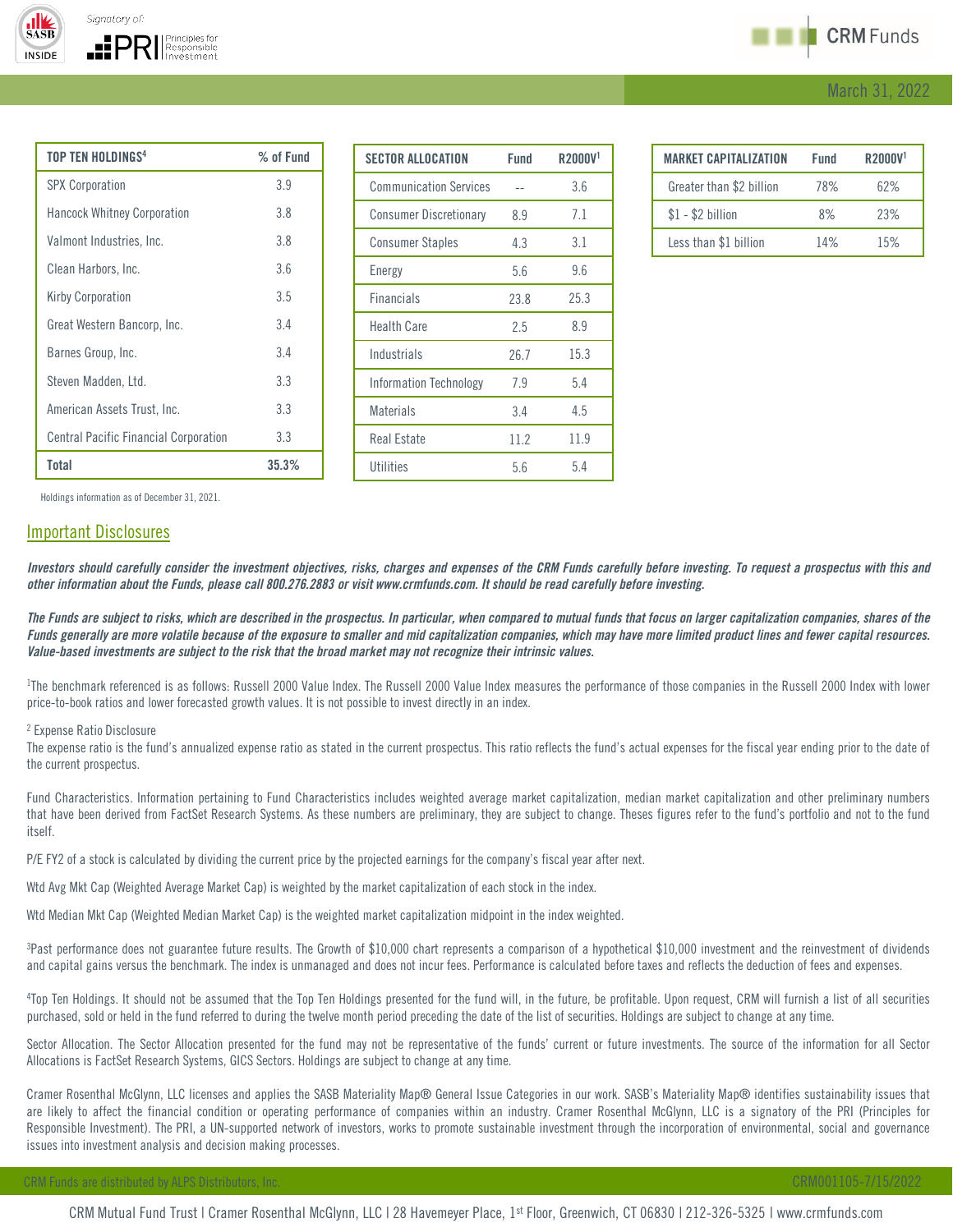March 31, 2022

| TOP TEN HOLDINGS[4] | % of Fund |
|---|---|
| SPX Corporation | 3.9 |
| Hancock Whitney Corporation | 3.8 |
| Valmont Industries, Inc. | 3.8 |
| Clean Harbors, Inc. | 3.6 |
| Kirby Corporation | 3.5 |
| Great Western Bancorp, Inc. | 3.4 |
| Barnes Group, Inc. | 3.4 |
| Steven Madden, Ltd. | 3.3 |
| American Assets Trust, Inc. | 3.3 |
| Central Pacific Financial Corporation | 3.3 |
| **Total** | **35.3%** |

| SECTOR ALLOCATION | Fund | R2000V[1] |
|---|---|---|
| Communication Services | -- | 3.6 |
| Consumer Discretionary | 8.9 | 7.1 |
| Consumer Staples | 4.3 | 3.1 |
| Energy | 5.6 | 9.6 |
| Financials | 23.8 | 25.3 |
| Health Care | 2.5 | 8.9 |
| Industrials | 26.7 | 15.3 |
| Information Technology | 7.9 | 5.4 |
| Materials | 3.4 | 4.5 |
| Real Estate | 11.2 | 11.9 |
| Utilities | 5.6 | 5.4 |

| MARKET CAPITALIZATION | Fund | R2000V[1] |
|---|---|---|
| Greater than $2 billion | 78% | 62% |
| $1 - $2 billion | 8% | 23% |
| Less than $1 billion | 14% | 15% |

Holdings information as of December 31, 2021.

## Important Disclosures

***Investors should carefully consider the investment objectives, risks, charges and expenses of the CRM Funds carefully before investing. To request a prospectus with this and other information about the Funds, please call 800.276.2883 or visit www.crmfunds.com. It should be read carefully before investing.***

***The Funds are subject to risks, which are described in the prospectus. In particular, when compared to mutual funds that focus on larger capitalization companies, shares of the Funds generally are more volatile because of the exposure to smaller and mid capitalization companies, which may have more limited product lines and fewer capital resources. Value-based investments are subject to the risk that the broad market may not recognize their intrinsic values.***

[1]The benchmark referenced is as follows: Russell 2000 Value Index. The Russell 2000 Value Index measures the performance of those companies in the Russell 2000 Index with lower price-to-book ratios and lower forecasted growth values. It is not possible to invest directly in an index.

[2] Expense Ratio Disclosure
The expense ratio is the fund's annualized expense ratio as stated in the current prospectus. This ratio reflects the fund's actual expenses for the fiscal year ending prior to the date of the current prospectus.

Fund Characteristics. Information pertaining to Fund Characteristics includes weighted average market capitalization, median market capitalization and other preliminary numbers that have been derived from FactSet Research Systems. As these numbers are preliminary, they are subject to change. Theses figures refer to the fund's portfolio and not to the fund itself.

P/E FY2 of a stock is calculated by dividing the current price by the projected earnings for the company's fiscal year after next.

Wtd Avg Mkt Cap (Weighted Average Market Cap) is weighted by the market capitalization of each stock in the index.

Wtd Median Mkt Cap (Weighted Median Market Cap) is the weighted market capitalization midpoint in the index weighted.

[3]Past performance does not guarantee future results. The Growth of $10,000 chart represents a comparison of a hypothetical $10,000 investment and the reinvestment of dividends and capital gains versus the benchmark. The index is unmanaged and does not incur fees. Performance is calculated before taxes and reflects the deduction of fees and expenses.

[4]Top Ten Holdings. It should not be assumed that the Top Ten Holdings presented for the fund will, in the future, be profitable. Upon request, CRM will furnish a list of all securities purchased, sold or held in the fund referred to during the twelve month period preceding the date of the list of securities. Holdings are subject to change at any time.

Sector Allocation. The Sector Allocation presented for the fund may not be representative of the funds' current or future investments. The source of the information for all Sector Allocations is FactSet Research Systems, GICS Sectors. Holdings are subject to change at any time.

Cramer Rosenthal McGlynn, LLC licenses and applies the SASB Materiality Map® General Issue Categories in our work. SASB's Materiality Map® identifies sustainability issues that are likely to affect the financial condition or operating performance of companies within an industry. Cramer Rosenthal McGlynn, LLC is a signatory of the PRI (Principles for Responsible Investment). The PRI, a UN-supported network of investors, works to promote sustainable investment through the incorporation of environmental, social and governance issues into investment analysis and decision making processes.

CRM Funds are distributed by ALPS Distributors, Inc. CRM001105-7/15/2022

CRM Mutual Fund Trust | Cramer Rosenthal McGlynn, LLC | 28 Havemeyer Place, 1st Floor, Greenwich, CT 06830 | 212-326-5325 | www.crmfunds.com